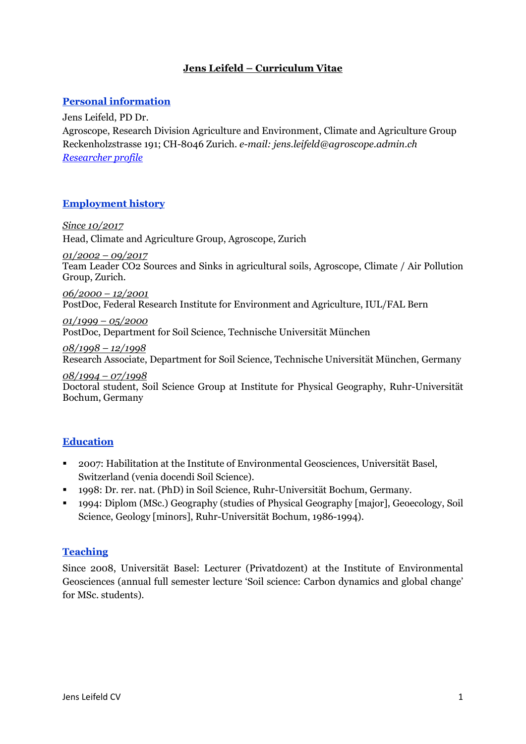# Jens Leifeld – Curriculum Vitae

## Personal information

Jens Leifeld, PD Dr.
Agroscope, Research Division Agriculture and Environment, Climate and Agriculture Group
Reckenholzstrasse 191; CH-8046 Zurich. *e-mail: jens.leifeld@agroscope.admin.ch*
*Researcher profile*

## Employment history

*Since 10/2017*
Head, Climate and Agriculture Group, Agroscope, Zurich

*01/2002 – 09/2017*
Team Leader $CO_2$ Sources and Sinks in agricultural soils, Agroscope, Climate / Air Pollution Group, Zurich.

*06/2000 – 12/2001*
PostDoc, Federal Research Institute for Environment and Agriculture, IUL/FAL Bern

*01/1999 – 05/2000*
PostDoc, Department for Soil Science, Technische Universität München

*08/1998 – 12/1998*
Research Associate, Department for Soil Science, Technische Universität München, Germany

*08/1994 – 07/1998*
Doctoral student, Soil Science Group at Institute for Physical Geography, Ruhr-Universität Bochum, Germany

## Education

- 2007: Habilitation at the Institute of Environmental Geosciences, Universität Basel, Switzerland (venia docendi Soil Science).
- 1998: Dr. rer. nat. (PhD) in Soil Science, Ruhr-Universität Bochum, Germany.
- 1994: Diplom (MSc.) Geography (studies of Physical Geography [major], Geoecology, Soil Science, Geology [minors], Ruhr-Universität Bochum, 1986-1994).

## Teaching

Since 2008, Universität Basel: Lecturer (Privatdozent) at the Institute of Environmental Geosciences (annual full semester lecture 'Soil science: Carbon dynamics and global change' for MSc. students).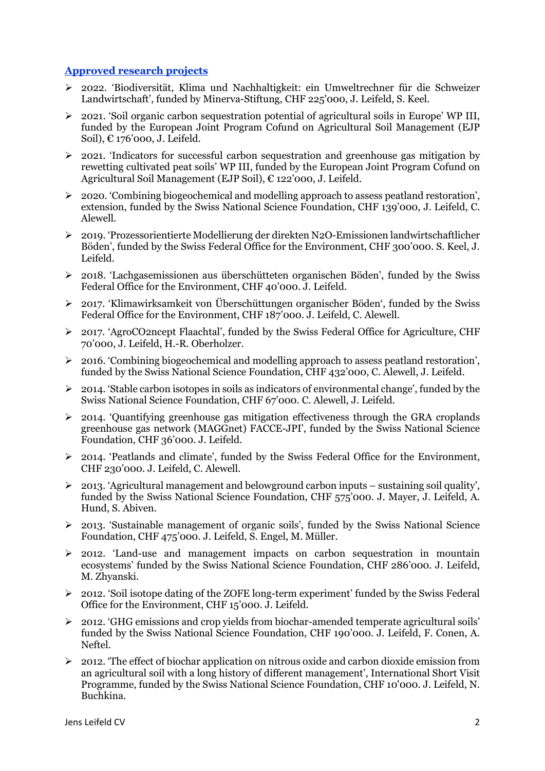## Approved research projects

- 2022. 'Biodiversität, Klima und Nachhaltigkeit: ein Umweltrechner für die Schweizer Landwirtschaft', funded by Minerva-Stiftung, CHF 225'000, J. Leifeld, S. Keel.
- 2021. 'Soil organic carbon sequestration potential of agricultural soils in Europe' WP III, funded by the European Joint Program Cofund on Agricultural Soil Management (EJP Soil), € 176'000, J. Leifeld.
- 2021. 'Indicators for successful carbon sequestration and greenhouse gas mitigation by rewetting cultivated peat soils' WP III, funded by the European Joint Program Cofund on Agricultural Soil Management (EJP Soil), € 122'000, J. Leifeld.
- 2020. 'Combining biogeochemical and modelling approach to assess peatland restoration', extension, funded by the Swiss National Science Foundation, CHF 139'000, J. Leifeld, C. Alewell.
- 2019. 'Prozessorientierte Modellierung der direkten N2O-Emissionen landwirtschaftlicher Böden', funded by the Swiss Federal Office for the Environment, CHF 300'000. S. Keel, J. Leifeld.
- 2018. 'Lachgasemissionen aus überschütteten organischen Böden', funded by the Swiss Federal Office for the Environment, CHF 40'000. J. Leifeld.
- 2017. 'Klimawirksamkeit von Überschüttungen organischer Böden', funded by the Swiss Federal Office for the Environment, CHF 187'000. J. Leifeld, C. Alewell.
- 2017. 'AgroCO2ncept Flaachtal', funded by the Swiss Federal Office for Agriculture, CHF 70'000, J. Leifeld, H.-R. Oberholzer.
- 2016. 'Combining biogeochemical and modelling approach to assess peatland restoration', funded by the Swiss National Science Foundation, CHF 432'000, C. Alewell, J. Leifeld.
- 2014. 'Stable carbon isotopes in soils as indicators of environmental change', funded by the Swiss National Science Foundation, CHF 67'000. C. Alewell, J. Leifeld.
- 2014. 'Quantifying greenhouse gas mitigation effectiveness through the GRA croplands greenhouse gas network (MAGGnet) FACCE-JPI', funded by the Swiss National Science Foundation, CHF 36'000. J. Leifeld.
- 2014. 'Peatlands and climate', funded by the Swiss Federal Office for the Environment, CHF 230'000. J. Leifeld, C. Alewell.
- 2013. 'Agricultural management and belowground carbon inputs – sustaining soil quality', funded by the Swiss National Science Foundation, CHF 575'000. J. Mayer, J. Leifeld, A. Hund, S. Abiven.
- 2013. 'Sustainable management of organic soils', funded by the Swiss National Science Foundation, CHF 475'000. J. Leifeld, S. Engel, M. Müller.
- 2012. 'Land-use and management impacts on carbon sequestration in mountain ecosystems' funded by the Swiss National Science Foundation, CHF 286'000. J. Leifeld, M. Zhyanski.
- 2012. 'Soil isotope dating of the ZOFE long-term experiment' funded by the Swiss Federal Office for the Environment, CHF 15'000. J. Leifeld.
- 2012. 'GHG emissions and crop yields from biochar-amended temperate agricultural soils' funded by the Swiss National Science Foundation, CHF 190'000. J. Leifeld, F. Conen, A. Neftel.
- 2012. 'The effect of biochar application on nitrous oxide and carbon dioxide emission from an agricultural soil with a long history of different management', International Short Visit Programme, funded by the Swiss National Science Foundation, CHF 10'000. J. Leifeld, N. Buchkina.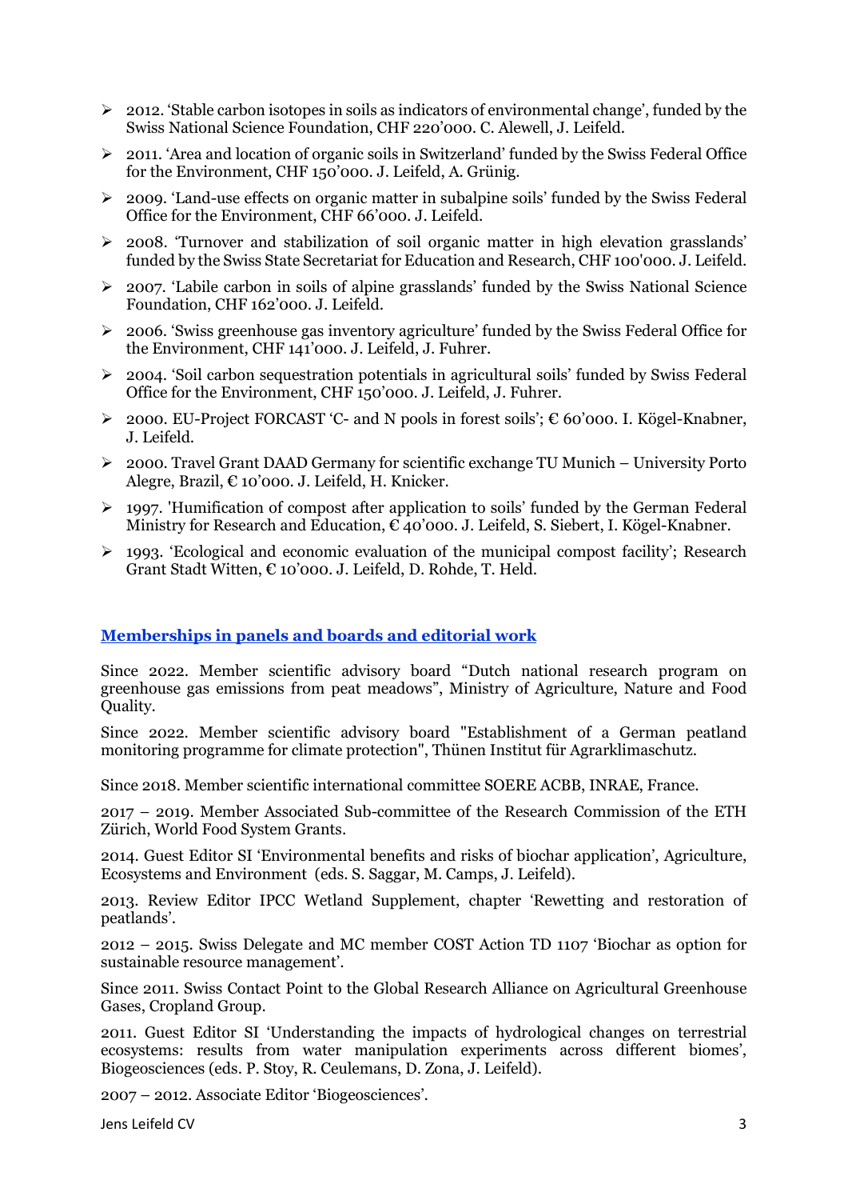- 2012. 'Stable carbon isotopes in soils as indicators of environmental change', funded by the Swiss National Science Foundation, CHF 220'000. C. Alewell, J. Leifeld.
- 2011. 'Area and location of organic soils in Switzerland' funded by the Swiss Federal Office for the Environment, CHF 150'000. J. Leifeld, A. Grünig.
- 2009. 'Land-use effects on organic matter in subalpine soils' funded by the Swiss Federal Office for the Environment, CHF 66'000. J. Leifeld.
- 2008. 'Turnover and stabilization of soil organic matter in high elevation grasslands' funded by the Swiss State Secretariat for Education and Research, CHF 100'000. J. Leifeld.
- 2007. 'Labile carbon in soils of alpine grasslands' funded by the Swiss National Science Foundation, CHF 162'000. J. Leifeld.
- 2006. 'Swiss greenhouse gas inventory agriculture' funded by the Swiss Federal Office for the Environment, CHF 141'000. J. Leifeld, J. Fuhrer.
- 2004. 'Soil carbon sequestration potentials in agricultural soils' funded by Swiss Federal Office for the Environment, CHF 150'000. J. Leifeld, J. Fuhrer.
- 2000. EU-Project FORCAST 'C- and N pools in forest soils'; € 60'000. I. Kögel-Knabner, J. Leifeld.
- 2000. Travel Grant DAAD Germany for scientific exchange TU Munich – University Porto Alegre, Brazil, € 10'000. J. Leifeld, H. Knicker.
- 1997. 'Humification of compost after application to soils' funded by the German Federal Ministry for Research and Education, € 40'000. J. Leifeld, S. Siebert, I. Kögel-Knabner.
- 1993. 'Ecological and economic evaluation of the municipal compost facility'; Research Grant Stadt Witten, € 10'000. J. Leifeld, D. Rohde, T. Held.

## Memberships in panels and boards and editorial work

Since 2022. Member scientific advisory board "Dutch national research program on greenhouse gas emissions from peat meadows", Ministry of Agriculture, Nature and Food Quality.

Since 2022. Member scientific advisory board "Establishment of a German peatland monitoring programme for climate protection", Thünen Institut für Agrarklimaschutz.

Since 2018. Member scientific international committee SOERE ACBB, INRAE, France.

2017 – 2019. Member Associated Sub-committee of the Research Commission of the ETH Zürich, World Food System Grants.

2014. Guest Editor SI 'Environmental benefits and risks of biochar application', Agriculture, Ecosystems and Environment (eds. S. Saggar, M. Camps, J. Leifeld).

2013. Review Editor IPCC Wetland Supplement, chapter 'Rewetting and restoration of peatlands'.

2012 – 2015. Swiss Delegate and MC member COST Action TD 1107 'Biochar as option for sustainable resource management'.

Since 2011. Swiss Contact Point to the Global Research Alliance on Agricultural Greenhouse Gases, Cropland Group.

2011. Guest Editor SI 'Understanding the impacts of hydrological changes on terrestrial ecosystems: results from water manipulation experiments across different biomes', Biogeosciences (eds. P. Stoy, R. Ceulemans, D. Zona, J. Leifeld).

2007 – 2012. Associate Editor 'Biogeosciences'.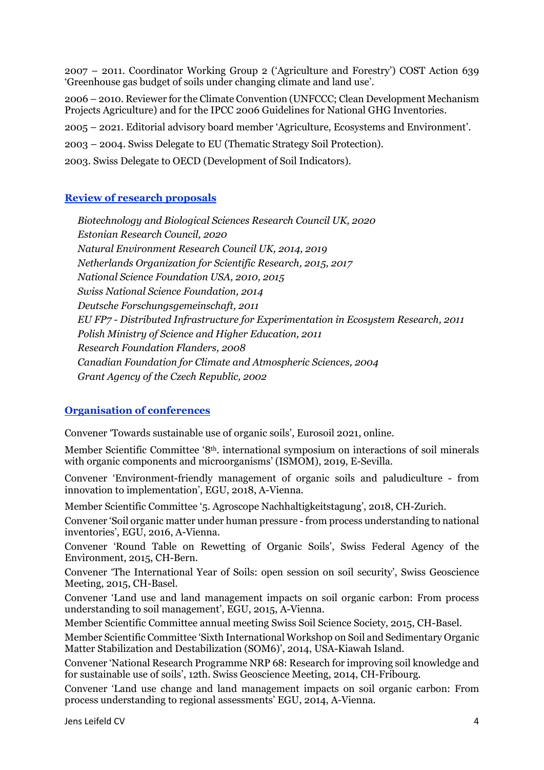2007 – 2011. Coordinator Working Group 2 ('Agriculture and Forestry') COST Action 639 'Greenhouse gas budget of soils under changing climate and land use'.

2006 – 2010. Reviewer for the Climate Convention (UNFCCC; Clean Development Mechanism Projects Agriculture) and for the IPCC 2006 Guidelines for National GHG Inventories.

2005 – 2021. Editorial advisory board member 'Agriculture, Ecosystems and Environment'.

2003 – 2004. Swiss Delegate to EU (Thematic Strategy Soil Protection).

2003. Swiss Delegate to OECD (Development of Soil Indicators).

## Review of research proposals

*Biotechnology and Biological Sciences Research Council UK, 2020*
*Estonian Research Council, 2020*
*Natural Environment Research Council UK, 2014, 2019*
*Netherlands Organization for Scientific Research, 2015, 2017*
*National Science Foundation USA, 2010, 2015*
*Swiss National Science Foundation, 2014*
*Deutsche Forschungsgemeinschaft, 2011*
*EU FP7 - Distributed Infrastructure for Experimentation in Ecosystem Research, 2011*
*Polish Ministry of Science and Higher Education, 2011*
*Research Foundation Flanders, 2008*
*Canadian Foundation for Climate and Atmospheric Sciences, 2004*
*Grant Agency of the Czech Republic, 2002*

## Organisation of conferences

Convener 'Towards sustainable use of organic soils', Eurosoil 2021, online.

Member Scientific Committee '8th. international symposium on interactions of soil minerals with organic components and microorganisms' (ISMOM), 2019, E-Sevilla.

Convener 'Environment-friendly management of organic soils and paludiculture - from innovation to implementation', EGU, 2018, A-Vienna.

Member Scientific Committee '5. Agroscope Nachhaltigkeitstagung', 2018, CH-Zurich.

Convener 'Soil organic matter under human pressure - from process understanding to national inventories', EGU, 2016, A-Vienna.

Convener 'Round Table on Rewetting of Organic Soils', Swiss Federal Agency of the Environment, 2015, CH-Bern.

Convener 'The International Year of Soils: open session on soil security', Swiss Geoscience Meeting, 2015, CH-Basel.

Convener 'Land use and land management impacts on soil organic carbon: From process understanding to soil management', EGU, 2015, A-Vienna.

Member Scientific Committee annual meeting Swiss Soil Science Society, 2015, CH-Basel.

Member Scientific Committee 'Sixth International Workshop on Soil and Sedimentary Organic Matter Stabilization and Destabilization (SOM6)', 2014, USA-Kiawah Island.

Convener 'National Research Programme NRP 68: Research for improving soil knowledge and for sustainable use of soils', 12th. Swiss Geoscience Meeting, 2014, CH-Fribourg.

Convener 'Land use change and land management impacts on soil organic carbon: From process understanding to regional assessments' EGU, 2014, A-Vienna.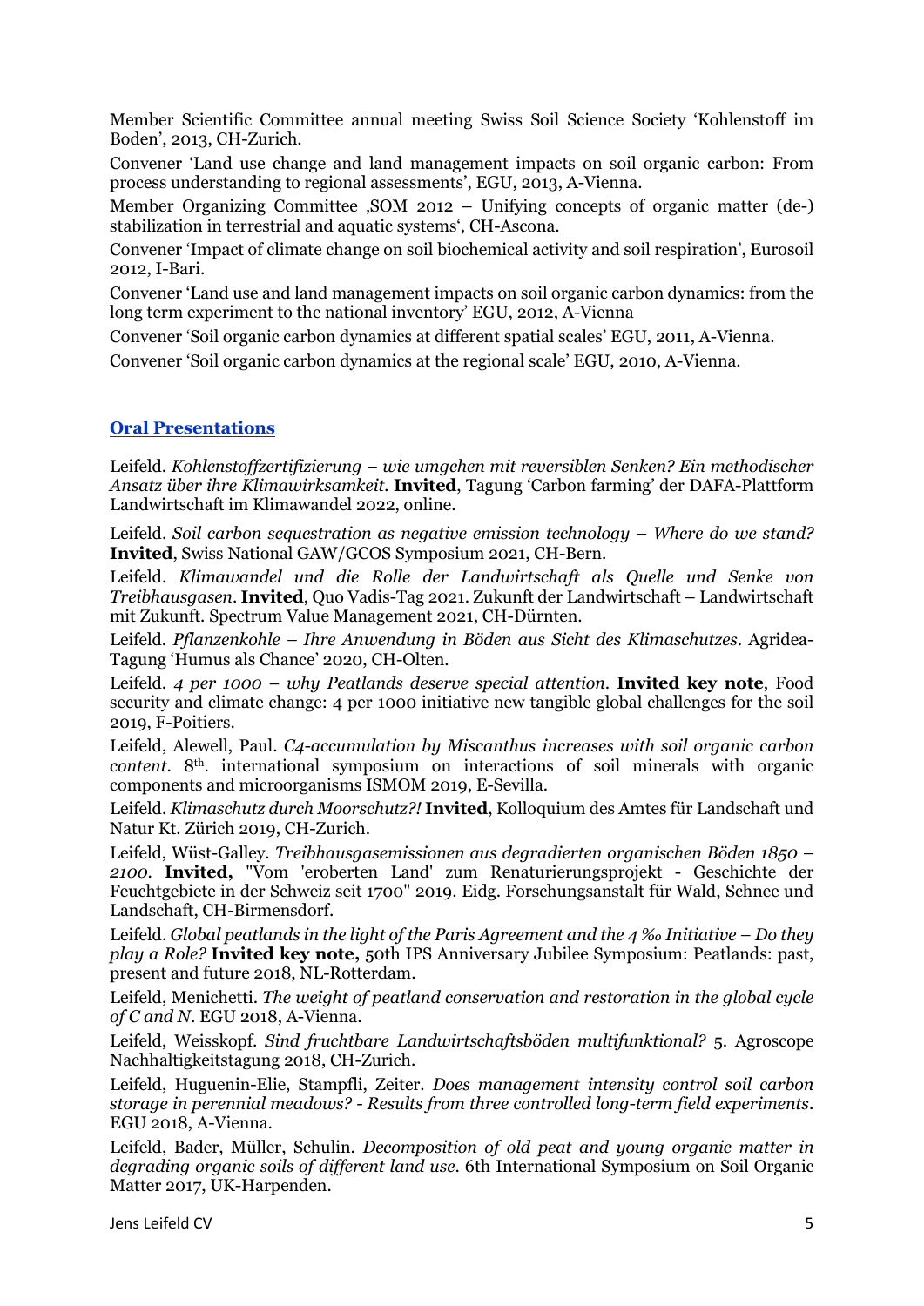Member Scientific Committee annual meeting Swiss Soil Science Society 'Kohlenstoff im Boden', 2013, CH-Zurich.

Convener 'Land use change and land management impacts on soil organic carbon: From process understanding to regional assessments', EGU, 2013, A-Vienna.

Member Organizing Committee ‚SOM 2012 – Unifying concepts of organic matter (de-) stabilization in terrestrial and aquatic systems', CH-Ascona.

Convener 'Impact of climate change on soil biochemical activity and soil respiration', Eurosoil 2012, I-Bari.

Convener 'Land use and land management impacts on soil organic carbon dynamics: from the long term experiment to the national inventory' EGU, 2012, A-Vienna

Convener 'Soil organic carbon dynamics at different spatial scales' EGU, 2011, A-Vienna.

Convener 'Soil organic carbon dynamics at the regional scale' EGU, 2010, A-Vienna.

## Oral Presentations

Leifeld. *Kohlenstoffzertifizierung – wie umgehen mit reversiblen Senken? Ein methodischer Ansatz über ihre Klimawirksamkeit*. **Invited**, Tagung 'Carbon farming' der DAFA-Plattform Landwirtschaft im Klimawandel 2022, online.

Leifeld. *Soil carbon sequestration as negative emission technology – Where do we stand?* **Invited**, Swiss National GAW/GCOS Symposium 2021, CH-Bern.

Leifeld. *Klimawandel und die Rolle der Landwirtschaft als Quelle und Senke von Treibhausgasen*. **Invited**, Quo Vadis-Tag 2021. Zukunft der Landwirtschaft – Landwirtschaft mit Zukunft. Spectrum Value Management 2021, CH-Dürnten.

Leifeld. *Pflanzenkohle – Ihre Anwendung in Böden aus Sicht des Klimaschutzes*. Agridea-Tagung 'Humus als Chance' 2020, CH-Olten.

Leifeld. *4 per 1000 – why Peatlands deserve special attention*. **Invited key note**, Food security and climate change: 4 per 1000 initiative new tangible global challenges for the soil 2019, F-Poitiers.

Leifeld, Alewell, Paul. *C4-accumulation by Miscanthus increases with soil organic carbon content*. 8th. international symposium on interactions of soil minerals with organic components and microorganisms ISMOM 2019, E-Sevilla.

Leifeld. *Klimaschutz durch Moorschutz?!* **Invited**, Kolloquium des Amtes für Landschaft und Natur Kt. Zürich 2019, CH-Zurich.

Leifeld, Wüst-Galley. *Treibhausgasemissionen aus degradierten organischen Böden 1850 – 2100*. **Invited,** "Vom 'eroberten Land' zum Renaturierungsprojekt - Geschichte der Feuchtgebiete in der Schweiz seit 1700" 2019. Eidg. Forschungsanstalt für Wald, Schnee und Landschaft, CH-Birmensdorf.

Leifeld. *Global peatlands in the light of the Paris Agreement and the 4 ‰ Initiative – Do they play a Role?* **Invited key note,** 50th IPS Anniversary Jubilee Symposium: Peatlands: past, present and future 2018, NL-Rotterdam.

Leifeld, Menichetti. *The weight of peatland conservation and restoration in the global cycle of C and N*. EGU 2018, A-Vienna.

Leifeld, Weisskopf. *Sind fruchtbare Landwirtschaftsböden multifunktional?* 5. Agroscope Nachhaltigkeitstagung 2018, CH-Zurich.

Leifeld, Huguenin-Elie, Stampfli, Zeiter. *Does management intensity control soil carbon storage in perennial meadows? - Results from three controlled long-term field experiments*. EGU 2018, A-Vienna.

Leifeld, Bader, Müller, Schulin. *Decomposition of old peat and young organic matter in degrading organic soils of different land use*. 6th International Symposium on Soil Organic Matter 2017, UK-Harpenden.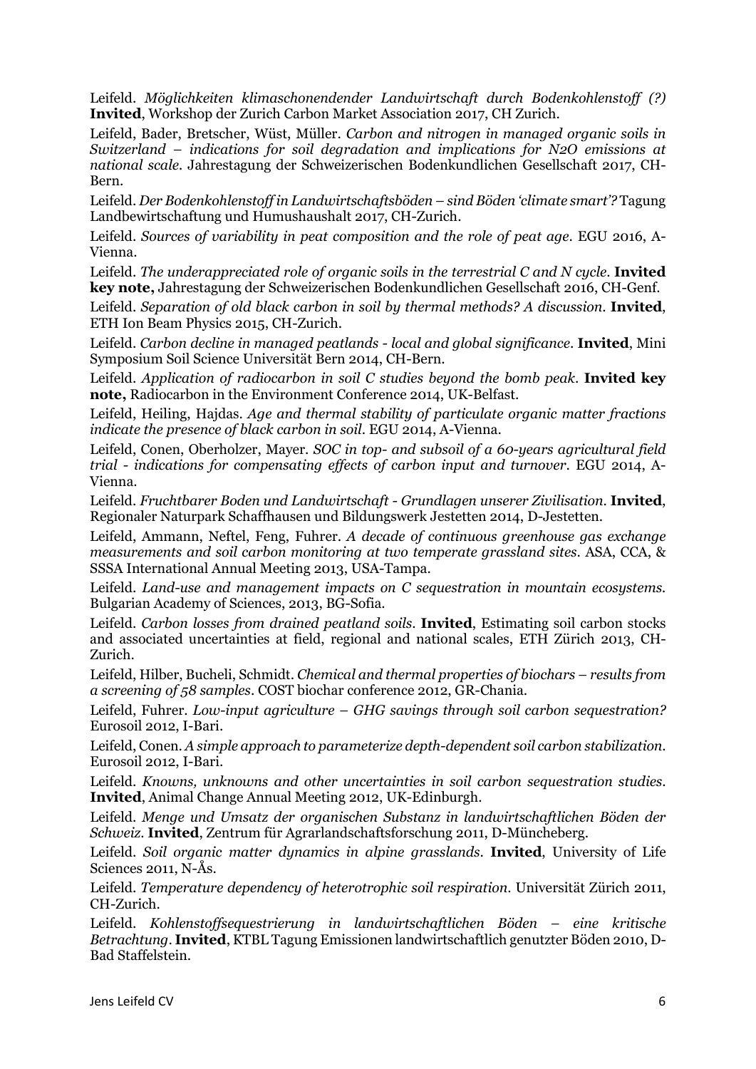Leifeld. *Möglichkeiten klimaschonendender Landwirtschaft durch Bodenkohlenstoff (?)* **Invited**, Workshop der Zurich Carbon Market Association 2017, CH Zurich.

Leifeld, Bader, Bretscher, Wüst, Müller. *Carbon and nitrogen in managed organic soils in Switzerland – indications for soil degradation and implications for N2O emissions at national scale.* Jahrestagung der Schweizerischen Bodenkundlichen Gesellschaft 2017, CH-Bern.

Leifeld. *Der Bodenkohlenstoff in Landwirtschaftsböden – sind Böden 'climate smart'?* Tagung Landbewirtschaftung und Humushaushalt 2017, CH-Zurich.

Leifeld. *Sources of variability in peat composition and the role of peat age.* EGU 2016, A-Vienna.

Leifeld. *The underappreciated role of organic soils in the terrestrial C and N cycle.* **Invited key note,** Jahrestagung der Schweizerischen Bodenkundlichen Gesellschaft 2016, CH-Genf.

Leifeld. *Separation of old black carbon in soil by thermal methods? A discussion.* **Invited**, ETH Ion Beam Physics 2015, CH-Zurich.

Leifeld. *Carbon decline in managed peatlands - local and global significance.* **Invited**, Mini Symposium Soil Science Universität Bern 2014, CH-Bern.

Leifeld. *Application of radiocarbon in soil C studies beyond the bomb peak.* **Invited key note,** Radiocarbon in the Environment Conference 2014, UK-Belfast.

Leifeld, Heiling, Hajdas. *Age and thermal stability of particulate organic matter fractions indicate the presence of black carbon in soil.* EGU 2014, A-Vienna.

Leifeld, Conen, Oberholzer, Mayer. *SOC in top- and subsoil of a 60-years agricultural field trial - indications for compensating effects of carbon input and turnover.* EGU 2014, A-Vienna.

Leifeld. *Fruchtbarer Boden und Landwirtschaft - Grundlagen unserer Zivilisation.* **Invited**, Regionaler Naturpark Schaffhausen und Bildungswerk Jestetten 2014, D-Jestetten.

Leifeld, Ammann, Neftel, Feng, Fuhrer. *A decade of continuous greenhouse gas exchange measurements and soil carbon monitoring at two temperate grassland sites.* ASA, CCA, & SSSA International Annual Meeting 2013, USA-Tampa.

Leifeld. *Land-use and management impacts on C sequestration in mountain ecosystems.* Bulgarian Academy of Sciences, 2013, BG-Sofia.

Leifeld. *Carbon losses from drained peatland soils.* **Invited**, Estimating soil carbon stocks and associated uncertainties at field, regional and national scales, ETH Zürich 2013, CH-Zurich.

Leifeld, Hilber, Bucheli, Schmidt. *Chemical and thermal properties of biochars – results from a screening of 58 samples.* COST biochar conference 2012, GR-Chania.

Leifeld, Fuhrer. *Low-input agriculture – GHG savings through soil carbon sequestration?* Eurosoil 2012, I-Bari.

Leifeld, Conen. *A simple approach to parameterize depth-dependent soil carbon stabilization.* Eurosoil 2012, I-Bari.

Leifeld. *Knowns, unknowns and other uncertainties in soil carbon sequestration studies.* **Invited**, Animal Change Annual Meeting 2012, UK-Edinburgh.

Leifeld. *Menge und Umsatz der organischen Substanz in landwirtschaftlichen Böden der Schweiz.* **Invited**, Zentrum für Agrarlandschaftsforschung 2011, D-Müncheberg.

Leifeld. *Soil organic matter dynamics in alpine grasslands.* **Invited**, University of Life Sciences 2011, N-Ås.

Leifeld. *Temperature dependency of heterotrophic soil respiration.* Universität Zürich 2011, CH-Zurich.

Leifeld. *Kohlenstoffsequestrierung in landwirtschaftlichen Böden – eine kritische Betrachtung.* **Invited**, KTBL Tagung Emissionen landwirtschaftlich genutzter Böden 2010, D-Bad Staffelstein.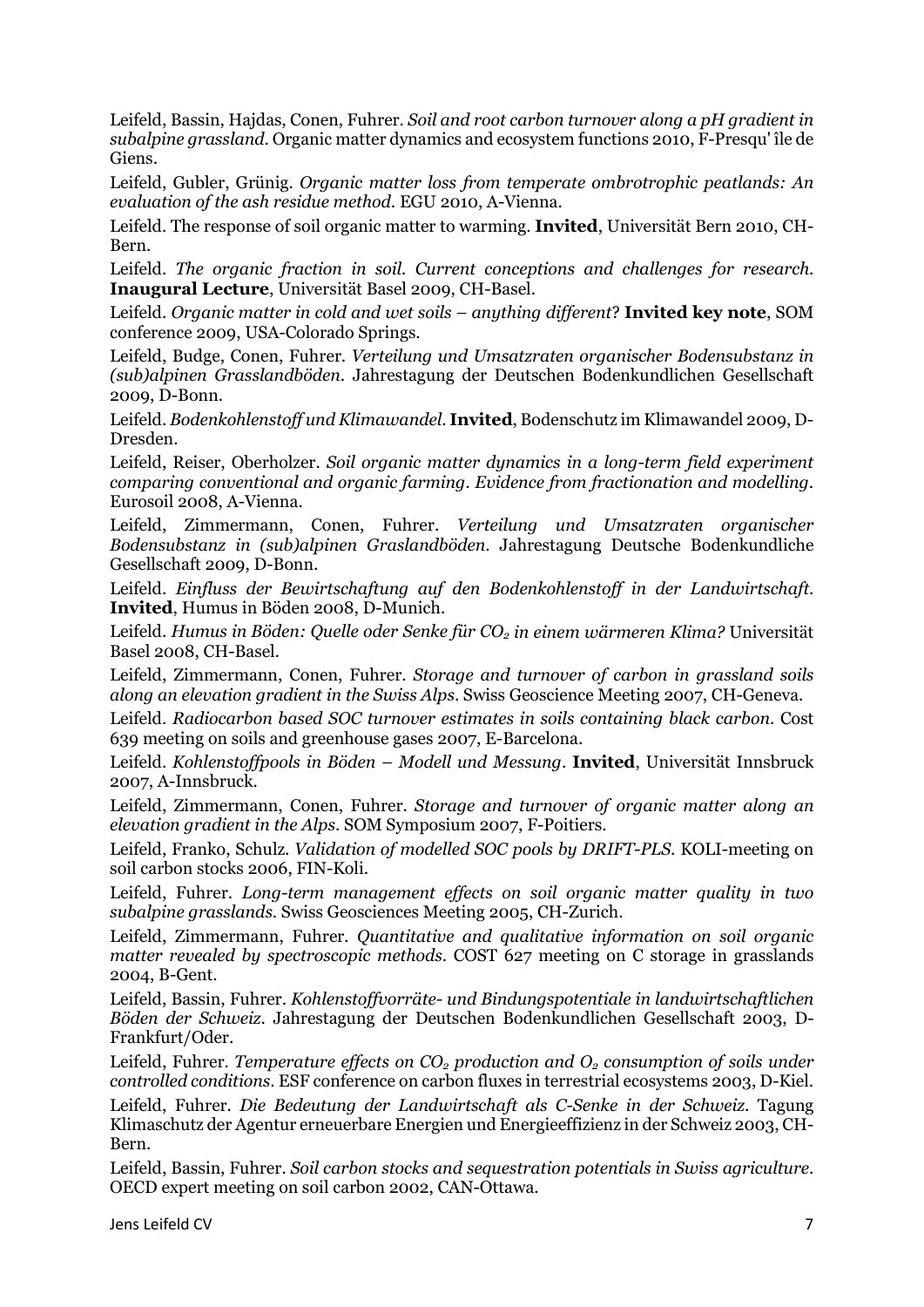Leifeld, Bassin, Hajdas, Conen, Fuhrer. *Soil and root carbon turnover along a pH gradient in subalpine grassland*. Organic matter dynamics and ecosystem functions 2010, F-Presqu' île de Giens.

Leifeld, Gubler, Grünig. *Organic matter loss from temperate ombrotrophic peatlands: An evaluation of the ash residue method*. EGU 2010, A-Vienna.

Leifeld. The response of soil organic matter to warming. **Invited**, Universität Bern 2010, CH-Bern.

Leifeld. *The organic fraction in soil. Current conceptions and challenges for research*. **Inaugural Lecture**, Universität Basel 2009, CH-Basel.

Leifeld. *Organic matter in cold and wet soils – anything different?* **Invited key note**, SOM conference 2009, USA-Colorado Springs.

Leifeld, Budge, Conen, Fuhrer. *Verteilung und Umsatzraten organischer Bodensubstanz in (sub)alpinen Grasslandböden*. Jahrestagung der Deutschen Bodenkundlichen Gesellschaft 2009, D-Bonn.

Leifeld. *Bodenkohlenstoff und Klimawandel*. **Invited**, Bodenschutz im Klimawandel 2009, D-Dresden.

Leifeld, Reiser, Oberholzer. *Soil organic matter dynamics in a long-term field experiment comparing conventional and organic farming. Evidence from fractionation and modelling*. Eurosoil 2008, A-Vienna.

Leifeld, Zimmermann, Conen, Fuhrer. *Verteilung und Umsatzraten organischer Bodensubstanz in (sub)alpinen Graslandböden*. Jahrestagung Deutsche Bodenkundliche Gesellschaft 2009, D-Bonn.

Leifeld. *Einfluss der Bewirtschaftung auf den Bodenkohlenstoff in der Landwirtschaft*. **Invited**, Humus in Böden 2008, D-Munich.

Leifeld. *Humus in Böden: Quelle oder Senke für $CO_2$ in einem wärmeren Klima?* Universität Basel 2008, CH-Basel.

Leifeld, Zimmermann, Conen, Fuhrer. *Storage and turnover of carbon in grassland soils along an elevation gradient in the Swiss Alps*. Swiss Geoscience Meeting 2007, CH-Geneva.

Leifeld. *Radiocarbon based SOC turnover estimates in soils containing black carbon*. Cost 639 meeting on soils and greenhouse gases 2007, E-Barcelona.

Leifeld. *Kohlenstoffpools in Böden – Modell und Messung*. **Invited**, Universität Innsbruck 2007, A-Innsbruck.

Leifeld, Zimmermann, Conen, Fuhrer. *Storage and turnover of organic matter along an elevation gradient in the Alps*. SOM Symposium 2007, F-Poitiers.

Leifeld, Franko, Schulz. *Validation of modelled SOC pools by DRIFT-PLS*. KOLI-meeting on soil carbon stocks 2006, FIN-Koli.

Leifeld, Fuhrer. *Long-term management effects on soil organic matter quality in two subalpine grasslands*. Swiss Geosciences Meeting 2005, CH-Zurich.

Leifeld, Zimmermann, Fuhrer. *Quantitative and qualitative information on soil organic matter revealed by spectroscopic methods*. COST 627 meeting on C storage in grasslands 2004, B-Gent.

Leifeld, Bassin, Fuhrer. *Kohlenstoffvorräte- und Bindungspotentiale in landwirtschaftlichen Böden der Schweiz*. Jahrestagung der Deutschen Bodenkundlichen Gesellschaft 2003, D-Frankfurt/Oder.

Leifeld, Fuhrer. *Temperature effects on $CO_2$ production and $O_2$ consumption of soils under controlled conditions*. ESF conference on carbon fluxes in terrestrial ecosystems 2003, D-Kiel.

Leifeld, Fuhrer. *Die Bedeutung der Landwirtschaft als C-Senke in der Schweiz*. Tagung Klimaschutz der Agentur erneuerbare Energien und Energieeffizienz in der Schweiz 2003, CH-Bern.

Leifeld, Bassin, Fuhrer. *Soil carbon stocks and sequestration potentials in Swiss agriculture*. OECD expert meeting on soil carbon 2002, CAN-Ottawa.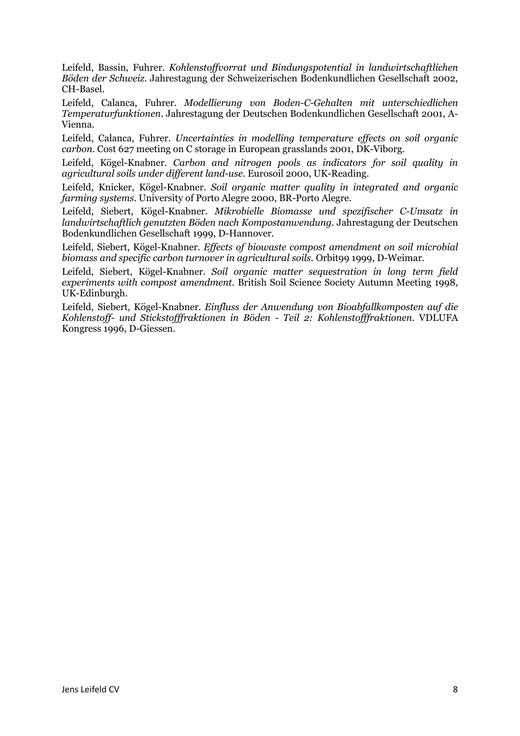Leifeld, Bassin, Fuhrer. *Kohlenstoffvorrat und Bindungspotential in landwirtschaftlichen Böden der Schweiz*. Jahrestagung der Schweizerischen Bodenkundlichen Gesellschaft 2002, CH-Basel.

Leifeld, Calanca, Fuhrer. *Modellierung von Boden-C-Gehalten mit unterschiedlichen Temperaturfunktionen*. Jahrestagung der Deutschen Bodenkundlichen Gesellschaft 2001, A-Vienna.

Leifeld, Calanca, Fuhrer. *Uncertainties in modelling temperature effects on soil organic carbon*. Cost 627 meeting on C storage in European grasslands 2001, DK-Viborg.

Leifeld, Kögel-Knabner. *Carbon and nitrogen pools as indicators for soil quality in agricultural soils under different land-use*. Eurosoil 2000, UK-Reading.

Leifeld, Knicker, Kögel-Knabner. *Soil organic matter quality in integrated and organic farming systems*. University of Porto Alegre 2000, BR-Porto Alegre.

Leifeld, Siebert, Kögel-Knabner. *Mikrobielle Biomasse und spezifischer C-Umsatz in landwirtschaftlich genutzten Böden nach Kompostanwendung*. Jahrestagung der Deutschen Bodenkundlichen Gesellschaft 1999, D-Hannover.

Leifeld, Siebert, Kögel-Knabner. *Effects of biowaste compost amendment on soil microbial biomass and specific carbon turnover in agricultural soils*. Orbit99 1999, D-Weimar.

Leifeld, Siebert, Kögel-Knabner. *Soil organic matter sequestration in long term field experiments with compost amendment*. British Soil Science Society Autumn Meeting 1998, UK-Edinburgh.

Leifeld, Siebert, Kögel-Knabner. *Einfluss der Anwendung von Bioabfallkomposten auf die Kohlenstoff- und Stickstofffraktionen in Böden - Teil 2: Kohlenstofffraktionen*. VDLUFA Kongress 1996, D-Giessen.